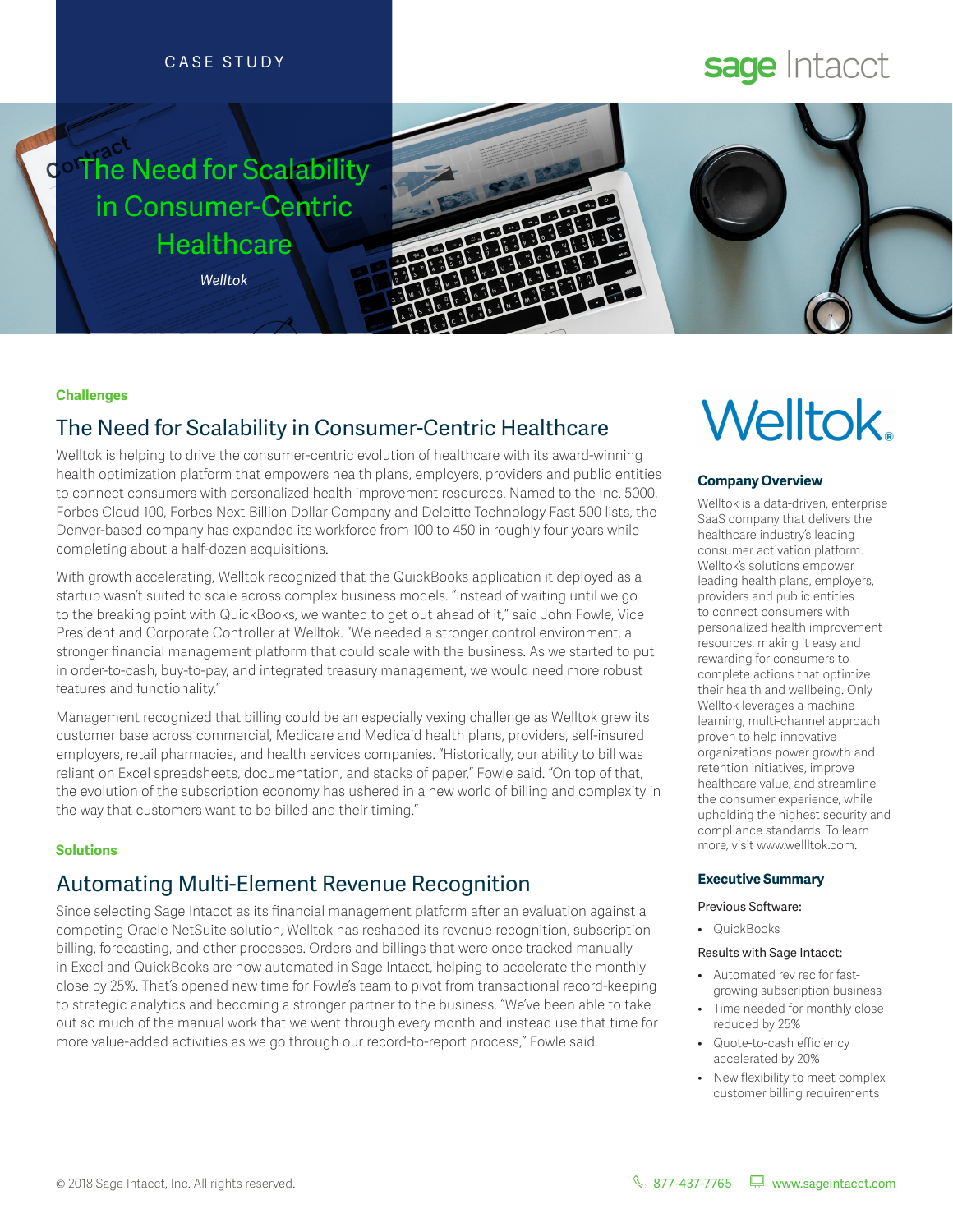CASE STUDY

sage Intacct

# The Need for Scalability in Consumer-Centric Healthcare

*Welltok*

**Challenges**

## The Need for Scalability in Consumer-Centric Healthcare

Welltok is helping to drive the consumer-centric evolution of healthcare with its award-winning health optimization platform that empowers health plans, employers, providers and public entities to connect consumers with personalized health improvement resources. Named to the Inc. 5000, Forbes Cloud 100, Forbes Next Billion Dollar Company and Deloitte Technology Fast 500 lists, the Denver-based company has expanded its workforce from 100 to 450 in roughly four years while completing about a half-dozen acquisitions.

With growth accelerating, Welltok recognized that the QuickBooks application it deployed as a startup wasn't suited to scale across complex business models. "Instead of waiting until we go to the breaking point with QuickBooks, we wanted to get out ahead of it," said John Fowle, Vice President and Corporate Controller at Welltok. "We needed a stronger control environment, a stronger financial management platform that could scale with the business. As we started to put in order-to-cash, buy-to-pay, and integrated treasury management, we would need more robust features and functionality."

Management recognized that billing could be an especially vexing challenge as Welltok grew its customer base across commercial, Medicare and Medicaid health plans, providers, self-insured employers, retail pharmacies, and health services companies. "Historically, our ability to bill was reliant on Excel spreadsheets, documentation, and stacks of paper," Fowle said. "On top of that, the evolution of the subscription economy has ushered in a new world of billing and complexity in the way that customers want to be billed and their timing."

**Solutions**

## Automating Multi-Element Revenue Recognition

Since selecting Sage Intacct as its financial management platform after an evaluation against a competing Oracle NetSuite solution, Welltok has reshaped its revenue recognition, subscription billing, forecasting, and other processes. Orders and billings that were once tracked manually in Excel and QuickBooks are now automated in Sage Intacct, helping to accelerate the monthly close by 25%. That's opened new time for Fowle's team to pivot from transactional record-keeping to strategic analytics and becoming a stronger partner to the business. "We've been able to take out so much of the manual work that we went through every month and instead use that time for more value-added activities as we go through our record-to-report process," Fowle said.

Welltok.

### Company Overview

Welltok is a data-driven, enterprise SaaS company that delivers the healthcare industry's leading consumer activation platform. Welltok's solutions empower leading health plans, employers, providers and public entities to connect consumers with personalized health improvement resources, making it easy and rewarding for consumers to complete actions that optimize their health and wellbeing. Only Welltok leverages a machine-learning, multi-channel approach proven to help innovative organizations power growth and retention initiatives, improve healthcare value, and streamline the consumer experience, while upholding the highest security and compliance standards. To learn more, visit www.wellltok.com.

### Executive Summary

Previous Software:

- QuickBooks

Results with Sage Intacct:

- Automated rev rec for fast-growing subscription business
- Time needed for monthly close reduced by 25%
- Quote-to-cash efficiency accelerated by 20%
- New flexibility to meet complex customer billing requirements

© 2018 Sage Intacct, Inc. All rights reserved. 877-437-7765 www.sageintacct.com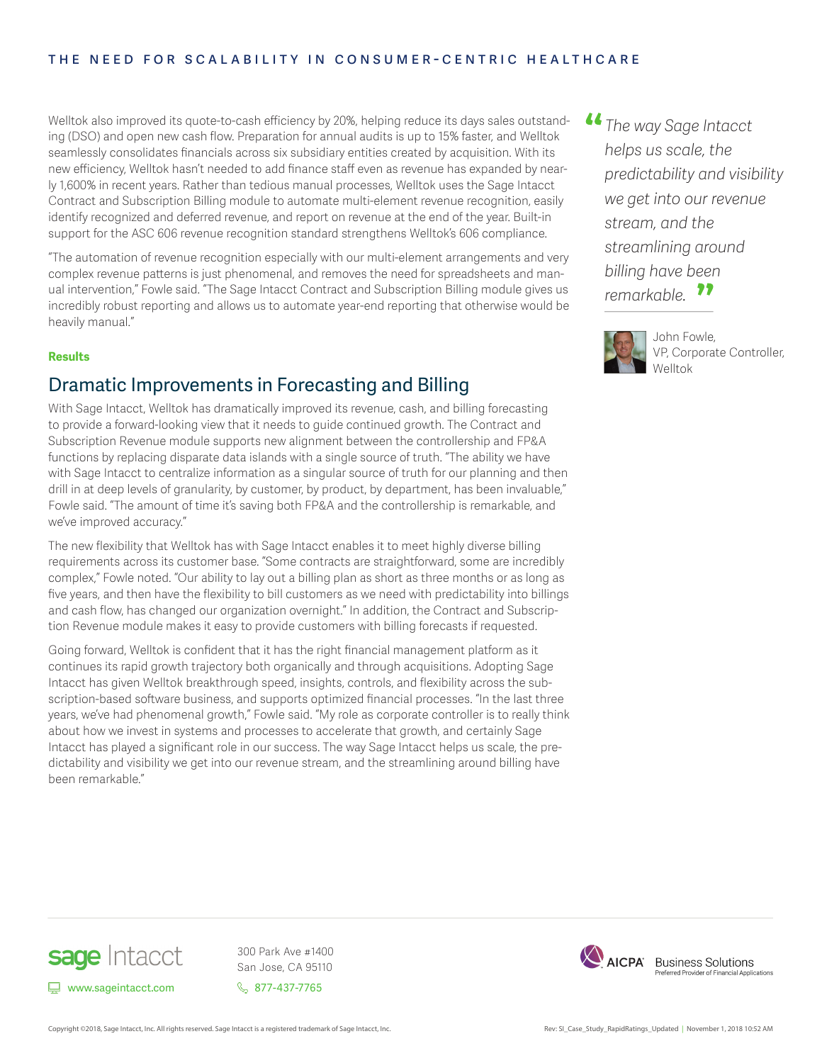Welltok also improved its quote-to-cash efficiency by 20%, helping reduce its days sales outstanding (DSO) and open new cash flow. Preparation for annual audits is up to 15% faster, and Welltok seamlessly consolidates financials across six subsidiary entities created by acquisition. With its new efficiency, Welltok hasn't needed to add finance staff even as revenue has expanded by nearly 1,600% in recent years. Rather than tedious manual processes, Welltok uses the Sage Intacct Contract and Subscription Billing module to automate multi-element revenue recognition, easily identify recognized and deferred revenue, and report on revenue at the end of the year. Built-in support for the ASC 606 revenue recognition standard strengthens Welltok's 606 compliance.

"The automation of revenue recognition especially with our multi-element arrangements and very complex revenue patterns is just phenomenal, and removes the need for spreadsheets and manual intervention," Fowle said. "The Sage Intacct Contract and Subscription Billing module gives us incredibly robust reporting and allows us to automate year-end reporting that otherwise would be heavily manual."

> *"The way Sage Intacct helps us scale, the predictability and visibility we get into our revenue stream, and the streamlining around billing have been remarkable."*
>
> John Fowle,
> VP, Corporate Controller,
> Welltok

**Results**

## Dramatic Improvements in Forecasting and Billing

With Sage Intacct, Welltok has dramatically improved its revenue, cash, and billing forecasting to provide a forward-looking view that it needs to guide continued growth. The Contract and Subscription Revenue module supports new alignment between the controllership and FP&A functions by replacing disparate data islands with a single source of truth. "The ability we have with Sage Intacct to centralize information as a singular source of truth for our planning and then drill in at deep levels of granularity, by customer, by product, by department, has been invaluable," Fowle said. "The amount of time it's saving both FP&A and the controllership is remarkable, and we've improved accuracy."

The new flexibility that Welltok has with Sage Intacct enables it to meet highly diverse billing requirements across its customer base. "Some contracts are straightforward, some are incredibly complex," Fowle noted. "Our ability to lay out a billing plan as short as three months or as long as five years, and then have the flexibility to bill customers as we need with predictability into billings and cash flow, has changed our organization overnight." In addition, the Contract and Subscription Revenue module makes it easy to provide customers with billing forecasts if requested.

Going forward, Welltok is confident that it has the right financial management platform as it continues its rapid growth trajectory both organically and through acquisitions. Adopting Sage Intacct has given Welltok breakthrough speed, insights, controls, and flexibility across the subscription-based software business, and supports optimized financial processes. "In the last three years, we've had phenomenal growth," Fowle said. "My role as corporate controller is to really think about how we invest in systems and processes to accelerate that growth, and certainly Sage Intacct has played a significant role in our success. The way Sage Intacct helps us scale, the predictability and visibility we get into our revenue stream, and the streamlining around billing have been remarkable."

sage Intacct

www.sageintacct.com

300 Park Ave #1400
San Jose, CA 95110

877-437-7765

AICPA Business Solutions
Preferred Provider of Financial Applications

Copyright ©2018, Sage Intacct, Inc. All rights reserved. Sage Intacct is a registered trademark of Sage Intacct, Inc.

Rev: SI_Case_Study_RapidRatings_Updated | November 1, 2018 10:52 AM